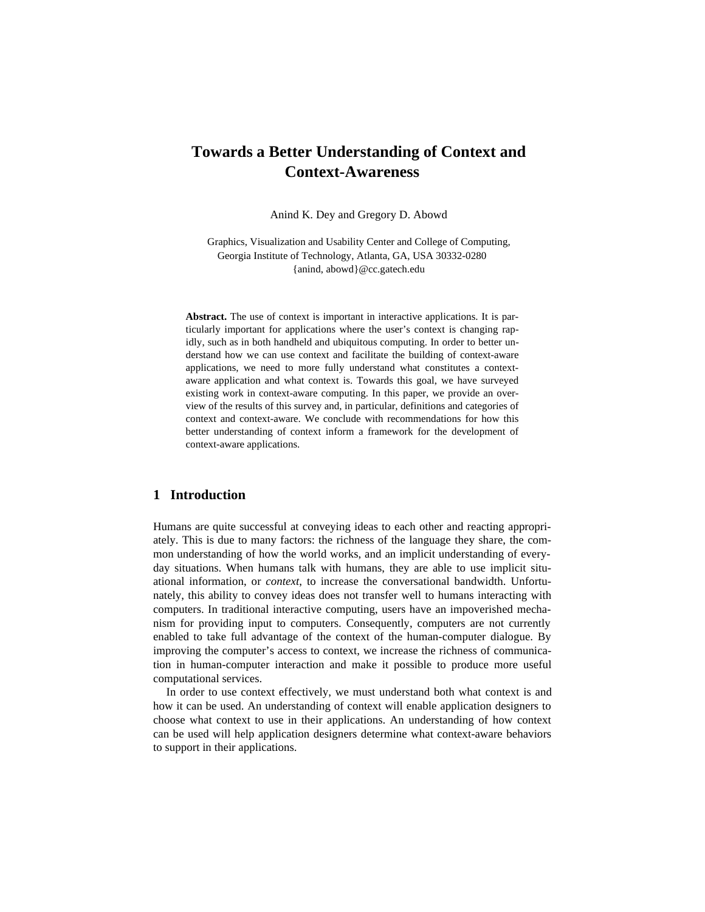# Towards a Better Understanding of Context and Context-Awareness

Anind K. Dey and Gregory D. Abowd

Graphics, Visualization and Usability Center and College of Computing,
Georgia Institute of Technology, Atlanta, GA, USA 30332-0280
{anind, abowd}@cc.gatech.edu

**Abstract.** The use of context is important in interactive applications. It is particularly important for applications where the user's context is changing rapidly, such as in both handheld and ubiquitous computing. In order to better understand how we can use context and facilitate the building of context-aware applications, we need to more fully understand what constitutes a context-aware application and what context is. Towards this goal, we have surveyed existing work in context-aware computing. In this paper, we provide an overview of the results of this survey and, in particular, definitions and categories of context and context-aware. We conclude with recommendations for how this better understanding of context inform a framework for the development of context-aware applications.

## 1 Introduction

Humans are quite successful at conveying ideas to each other and reacting appropriately. This is due to many factors: the richness of the language they share, the common understanding of how the world works, and an implicit understanding of everyday situations. When humans talk with humans, they are able to use implicit situational information, or *context*, to increase the conversational bandwidth. Unfortunately, this ability to convey ideas does not transfer well to humans interacting with computers. In traditional interactive computing, users have an impoverished mechanism for providing input to computers. Consequently, computers are not currently enabled to take full advantage of the context of the human-computer dialogue. By improving the computer's access to context, we increase the richness of communication in human-computer interaction and make it possible to produce more useful computational services.

In order to use context effectively, we must understand both what context is and how it can be used. An understanding of context will enable application designers to choose what context to use in their applications. An understanding of how context can be used will help application designers determine what context-aware behaviors to support in their applications.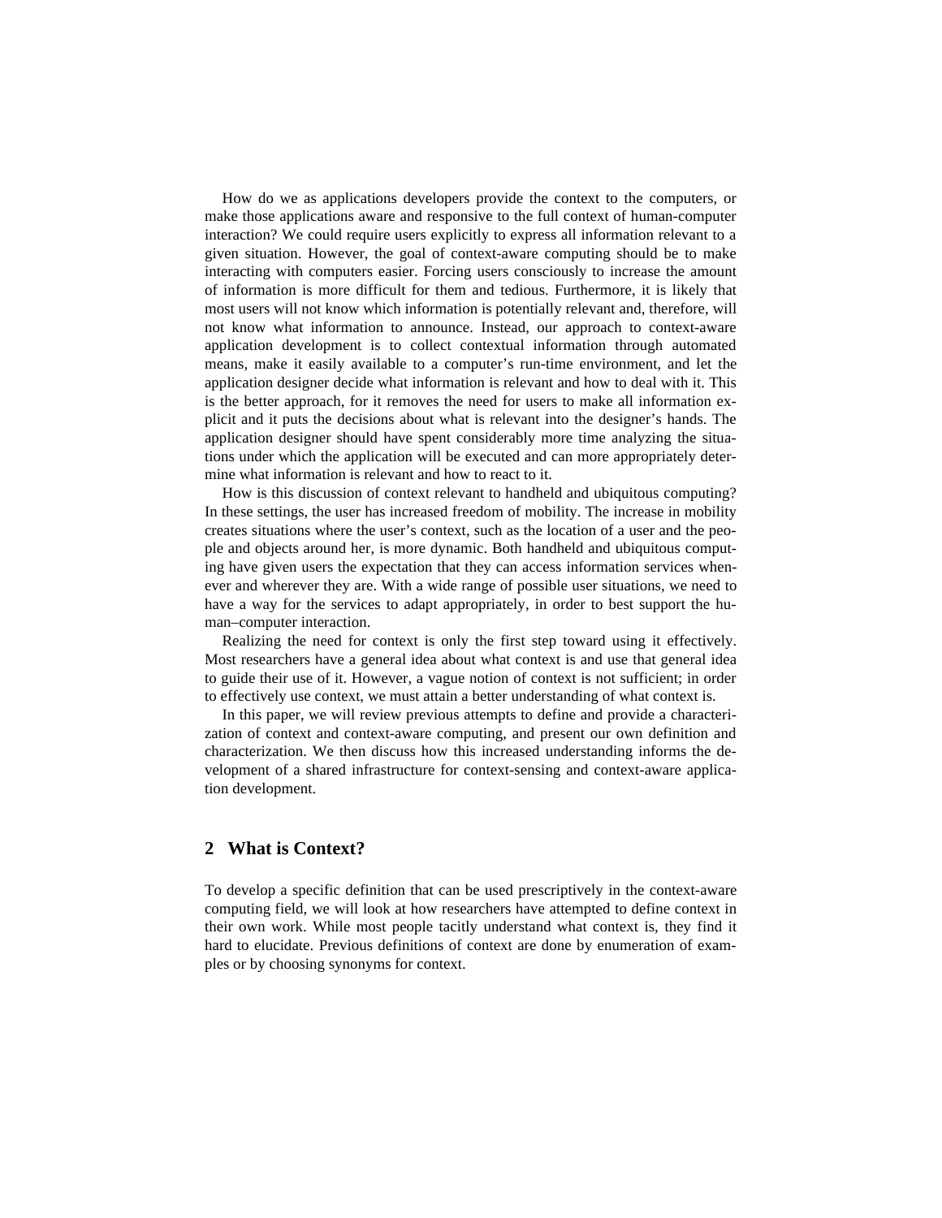How do we as applications developers provide the context to the computers, or make those applications aware and responsive to the full context of human-computer interaction? We could require users explicitly to express all information relevant to a given situation. However, the goal of context-aware computing should be to make interacting with computers easier. Forcing users consciously to increase the amount of information is more difficult for them and tedious. Furthermore, it is likely that most users will not know which information is potentially relevant and, therefore, will not know what information to announce. Instead, our approach to context-aware application development is to collect contextual information through automated means, make it easily available to a computer's run-time environment, and let the application designer decide what information is relevant and how to deal with it. This is the better approach, for it removes the need for users to make all information explicit and it puts the decisions about what is relevant into the designer's hands. The application designer should have spent considerably more time analyzing the situations under which the application will be executed and can more appropriately determine what information is relevant and how to react to it.

How is this discussion of context relevant to handheld and ubiquitous computing? In these settings, the user has increased freedom of mobility. The increase in mobility creates situations where the user's context, such as the location of a user and the people and objects around her, is more dynamic. Both handheld and ubiquitous computing have given users the expectation that they can access information services whenever and wherever they are. With a wide range of possible user situations, we need to have a way for the services to adapt appropriately, in order to best support the human–computer interaction.

Realizing the need for context is only the first step toward using it effectively. Most researchers have a general idea about what context is and use that general idea to guide their use of it. However, a vague notion of context is not sufficient; in order to effectively use context, we must attain a better understanding of what context is.

In this paper, we will review previous attempts to define and provide a characterization of context and context-aware computing, and present our own definition and characterization. We then discuss how this increased understanding informs the development of a shared infrastructure for context-sensing and context-aware application development.

## 2 What is Context?

To develop a specific definition that can be used prescriptively in the context-aware computing field, we will look at how researchers have attempted to define context in their own work. While most people tacitly understand what context is, they find it hard to elucidate. Previous definitions of context are done by enumeration of examples or by choosing synonyms for context.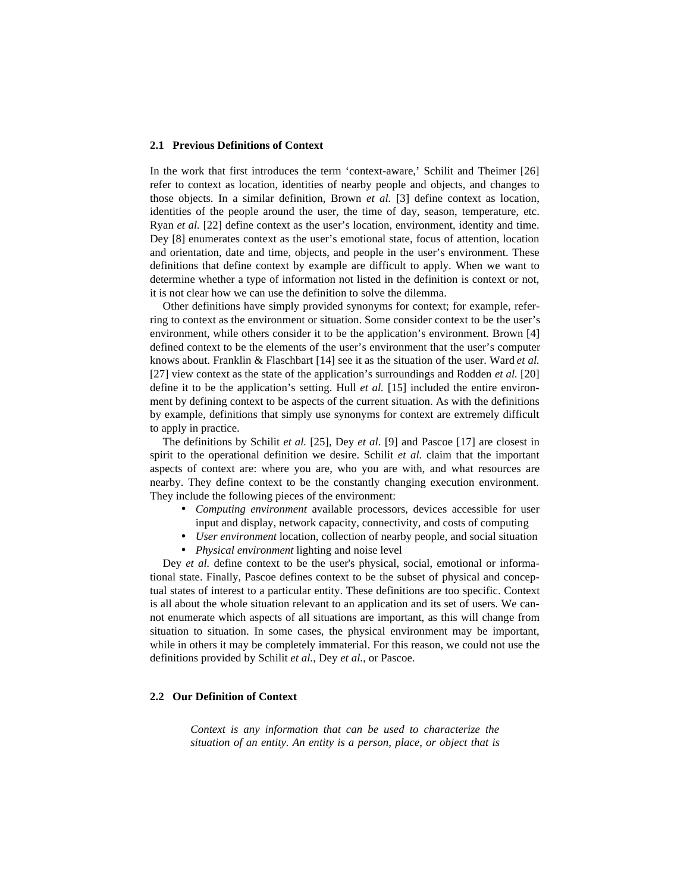### 2.1 Previous Definitions of Context

In the work that first introduces the term 'context-aware,' Schilit and Theimer [26] refer to context as location, identities of nearby people and objects, and changes to those objects. In a similar definition, Brown *et al.* [3] define context as location, identities of the people around the user, the time of day, season, temperature, etc. Ryan *et al.* [22] define context as the user's location, environment, identity and time. Dey [8] enumerates context as the user's emotional state, focus of attention, location and orientation, date and time, objects, and people in the user's environment. These definitions that define context by example are difficult to apply. When we want to determine whether a type of information not listed in the definition is context or not, it is not clear how we can use the definition to solve the dilemma.

Other definitions have simply provided synonyms for context; for example, referring to context as the environment or situation. Some consider context to be the user's environment, while others consider it to be the application's environment. Brown [4] defined context to be the elements of the user's environment that the user's computer knows about. Franklin & Flaschbart [14] see it as the situation of the user. Ward *et al.* [27] view context as the state of the application's surroundings and Rodden *et al.* [20] define it to be the application's setting. Hull *et al.* [15] included the entire environment by defining context to be aspects of the current situation. As with the definitions by example, definitions that simply use synonyms for context are extremely difficult to apply in practice.

The definitions by Schilit *et al.* [25], Dey *et al*. [9] and Pascoe [17] are closest in spirit to the operational definition we desire. Schilit *et al.* claim that the important aspects of context are: where you are, who you are with, and what resources are nearby. They define context to be the constantly changing execution environment. They include the following pieces of the environment:

- *Computing environment* available processors, devices accessible for user input and display, network capacity, connectivity, and costs of computing
- *User environment* location, collection of nearby people, and social situation
- *Physical environment* lighting and noise level

Dey *et al.* define context to be the user's physical, social, emotional or informational state. Finally, Pascoe defines context to be the subset of physical and conceptual states of interest to a particular entity. These definitions are too specific. Context is all about the whole situation relevant to an application and its set of users. We cannot enumerate which aspects of all situations are important, as this will change from situation to situation. In some cases, the physical environment may be important, while in others it may be completely immaterial. For this reason, we could not use the definitions provided by Schilit *et al.*, Dey *et al.*, or Pascoe.

### 2.2 Our Definition of Context

> *Context is any information that can be used to characterize the situation of an entity. An entity is a person, place, or object that is*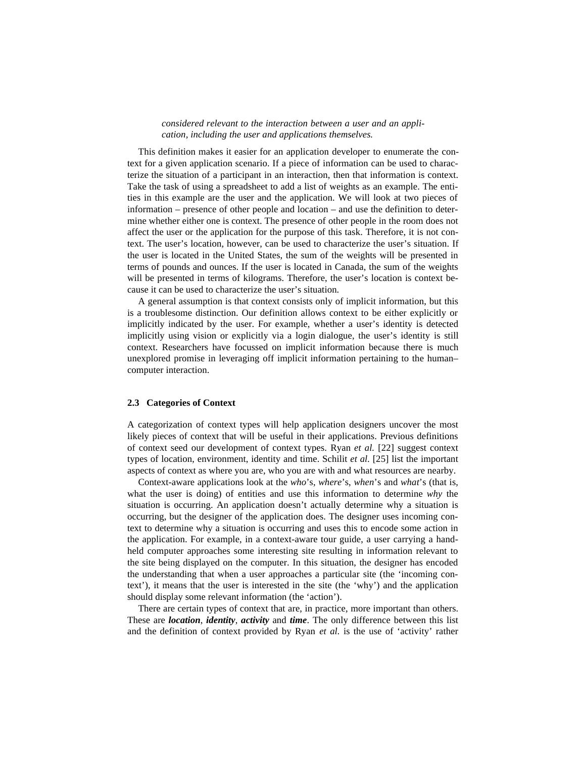*considered relevant to the interaction between a user and an application, including the user and applications themselves.*

This definition makes it easier for an application developer to enumerate the context for a given application scenario. If a piece of information can be used to characterize the situation of a participant in an interaction, then that information is context. Take the task of using a spreadsheet to add a list of weights as an example. The entities in this example are the user and the application. We will look at two pieces of information – presence of other people and location – and use the definition to determine whether either one is context. The presence of other people in the room does not affect the user or the application for the purpose of this task. Therefore, it is not context. The user's location, however, can be used to characterize the user's situation. If the user is located in the United States, the sum of the weights will be presented in terms of pounds and ounces. If the user is located in Canada, the sum of the weights will be presented in terms of kilograms. Therefore, the user's location is context because it can be used to characterize the user's situation.

A general assumption is that context consists only of implicit information, but this is a troublesome distinction. Our definition allows context to be either explicitly or implicitly indicated by the user. For example, whether a user's identity is detected implicitly using vision or explicitly via a login dialogue, the user's identity is still context. Researchers have focussed on implicit information because there is much unexplored promise in leveraging off implicit information pertaining to the human–computer interaction.

### 2.3 Categories of Context

A categorization of context types will help application designers uncover the most likely pieces of context that will be useful in their applications. Previous definitions of context seed our development of context types. Ryan *et al.* [22] suggest context types of location, environment, identity and time. Schilit *et al.* [25] list the important aspects of context as where you are, who you are with and what resources are nearby.

Context-aware applications look at the *who*'s, *where*'s, *when*'s and *what*'s (that is, what the user is doing) of entities and use this information to determine *why* the situation is occurring. An application doesn't actually determine why a situation is occurring, but the designer of the application does. The designer uses incoming context to determine why a situation is occurring and uses this to encode some action in the application. For example, in a context-aware tour guide, a user carrying a handheld computer approaches some interesting site resulting in information relevant to the site being displayed on the computer. In this situation, the designer has encoded the understanding that when a user approaches a particular site (the 'incoming context'), it means that the user is interested in the site (the 'why') and the application should display some relevant information (the 'action').

There are certain types of context that are, in practice, more important than others. These are ***location***, ***identity***, ***activity*** and ***time***. The only difference between this list and the definition of context provided by Ryan *et al.* is the use of 'activity' rather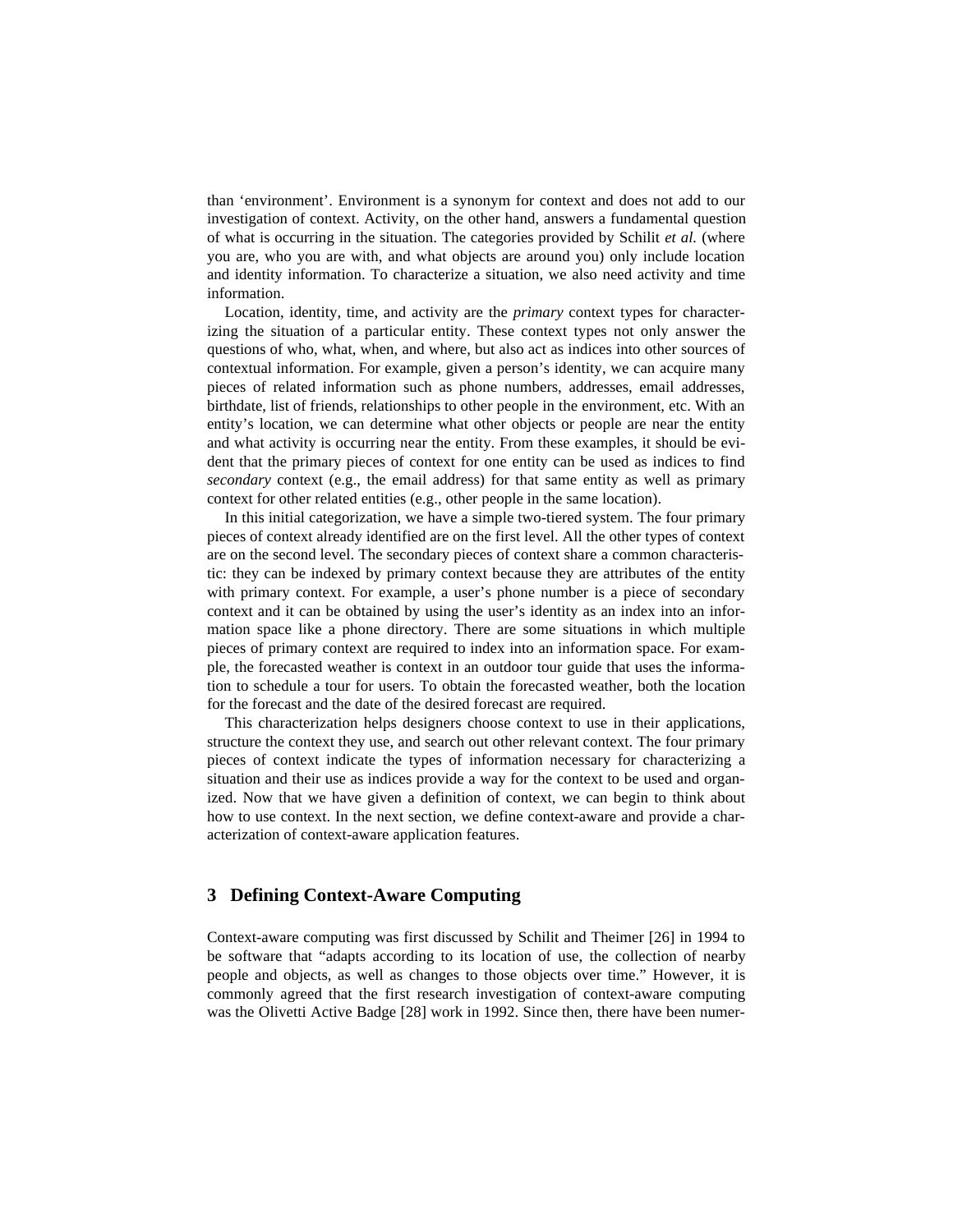than 'environment'. Environment is a synonym for context and does not add to our investigation of context. Activity, on the other hand, answers a fundamental question of what is occurring in the situation. The categories provided by Schilit *et al.* (where you are, who you are with, and what objects are around you) only include location and identity information. To characterize a situation, we also need activity and time information.

Location, identity, time, and activity are the *primary* context types for characterizing the situation of a particular entity. These context types not only answer the questions of who, what, when, and where, but also act as indices into other sources of contextual information. For example, given a person's identity, we can acquire many pieces of related information such as phone numbers, addresses, email addresses, birthdate, list of friends, relationships to other people in the environment, etc. With an entity's location, we can determine what other objects or people are near the entity and what activity is occurring near the entity. From these examples, it should be evident that the primary pieces of context for one entity can be used as indices to find *secondary* context (e.g., the email address) for that same entity as well as primary context for other related entities (e.g., other people in the same location).

In this initial categorization, we have a simple two-tiered system. The four primary pieces of context already identified are on the first level. All the other types of context are on the second level. The secondary pieces of context share a common characteristic: they can be indexed by primary context because they are attributes of the entity with primary context. For example, a user's phone number is a piece of secondary context and it can be obtained by using the user's identity as an index into an information space like a phone directory. There are some situations in which multiple pieces of primary context are required to index into an information space. For example, the forecasted weather is context in an outdoor tour guide that uses the information to schedule a tour for users. To obtain the forecasted weather, both the location for the forecast and the date of the desired forecast are required.

This characterization helps designers choose context to use in their applications, structure the context they use, and search out other relevant context. The four primary pieces of context indicate the types of information necessary for characterizing a situation and their use as indices provide a way for the context to be used and organized. Now that we have given a definition of context, we can begin to think about how to use context. In the next section, we define context-aware and provide a characterization of context-aware application features.

## 3 Defining Context-Aware Computing

Context-aware computing was first discussed by Schilit and Theimer [26] in 1994 to be software that "adapts according to its location of use, the collection of nearby people and objects, as well as changes to those objects over time." However, it is commonly agreed that the first research investigation of context-aware computing was the Olivetti Active Badge [28] work in 1992. Since then, there have been numer-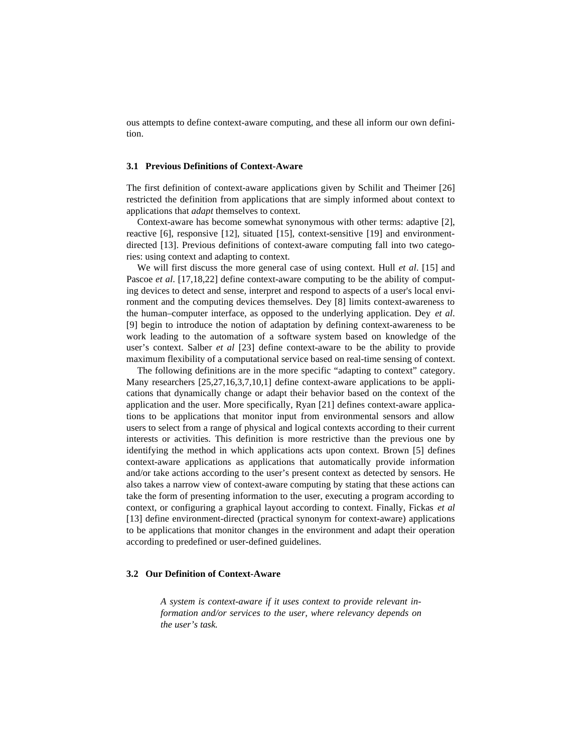ous attempts to define context-aware computing, and these all inform our own definition.

### 3.1 Previous Definitions of Context-Aware

The first definition of context-aware applications given by Schilit and Theimer [26] restricted the definition from applications that are simply informed about context to applications that *adapt* themselves to context.

Context-aware has become somewhat synonymous with other terms: adaptive [2], reactive [6], responsive [12], situated [15], context-sensitive [19] and environment-directed [13]. Previous definitions of context-aware computing fall into two categories: using context and adapting to context.

We will first discuss the more general case of using context. Hull *et al*. [15] and Pascoe *et al*. [17,18,22] define context-aware computing to be the ability of computing devices to detect and sense, interpret and respond to aspects of a user's local environment and the computing devices themselves. Dey [8] limits context-awareness to the human–computer interface, as opposed to the underlying application. Dey *et al*. [9] begin to introduce the notion of adaptation by defining context-awareness to be work leading to the automation of a software system based on knowledge of the user's context. Salber *et al* [23] define context-aware to be the ability to provide maximum flexibility of a computational service based on real-time sensing of context.

The following definitions are in the more specific "adapting to context" category. Many researchers [25,27,16,3,7,10,1] define context-aware applications to be applications that dynamically change or adapt their behavior based on the context of the application and the user. More specifically, Ryan [21] defines context-aware applications to be applications that monitor input from environmental sensors and allow users to select from a range of physical and logical contexts according to their current interests or activities. This definition is more restrictive than the previous one by identifying the method in which applications acts upon context. Brown [5] defines context-aware applications as applications that automatically provide information and/or take actions according to the user's present context as detected by sensors. He also takes a narrow view of context-aware computing by stating that these actions can take the form of presenting information to the user, executing a program according to context, or configuring a graphical layout according to context. Finally, Fickas *et al* [13] define environment-directed (practical synonym for context-aware) applications to be applications that monitor changes in the environment and adapt their operation according to predefined or user-defined guidelines.

### 3.2 Our Definition of Context-Aware

> *A system is context-aware if it uses context to provide relevant information and/or services to the user, where relevancy depends on the user's task.*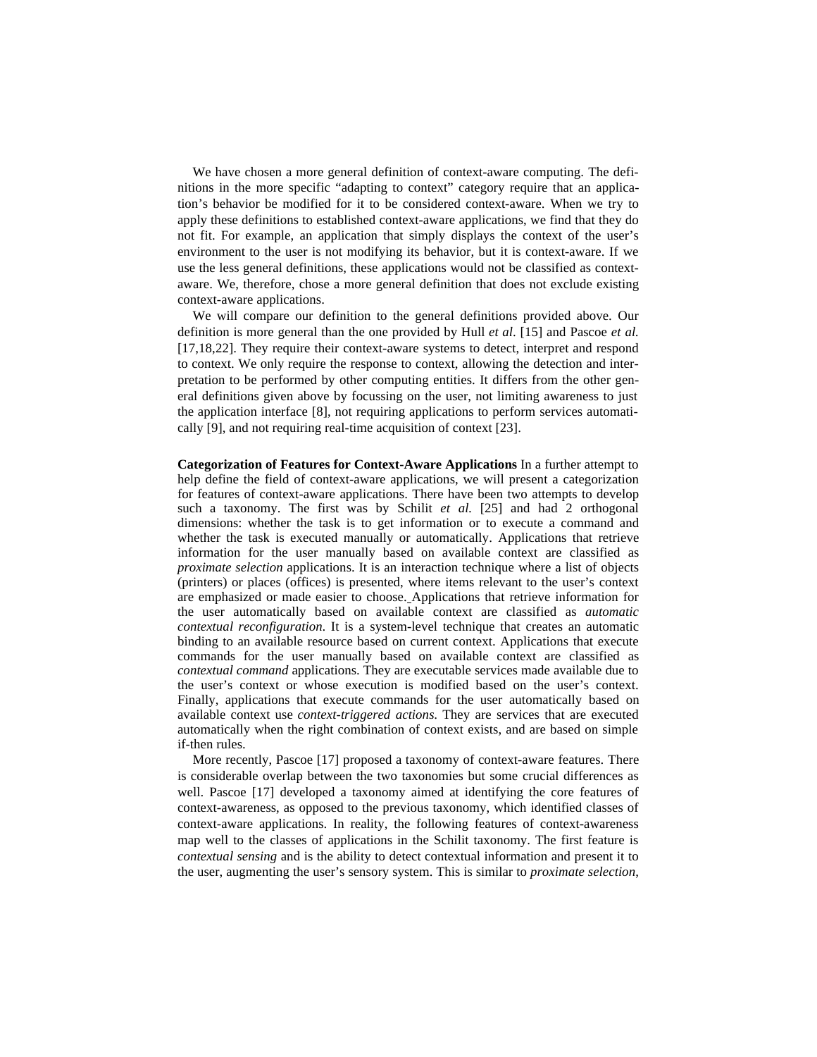We have chosen a more general definition of context-aware computing. The definitions in the more specific "adapting to context" category require that an application's behavior be modified for it to be considered context-aware. When we try to apply these definitions to established context-aware applications, we find that they do not fit. For example, an application that simply displays the context of the user's environment to the user is not modifying its behavior, but it is context-aware. If we use the less general definitions, these applications would not be classified as context-aware. We, therefore, chose a more general definition that does not exclude existing context-aware applications.

We will compare our definition to the general definitions provided above. Our definition is more general than the one provided by Hull *et al.* [15] and Pascoe *et al.* [17,18,22]. They require their context-aware systems to detect, interpret and respond to context. We only require the response to context, allowing the detection and interpretation to be performed by other computing entities. It differs from the other general definitions given above by focussing on the user, not limiting awareness to just the application interface [8], not requiring applications to perform services automatically [9], and not requiring real-time acquisition of context [23].

**Categorization of Features for Context-Aware Applications** In a further attempt to help define the field of context-aware applications, we will present a categorization for features of context-aware applications. There have been two attempts to develop such a taxonomy. The first was by Schilit *et al.* [25] and had 2 orthogonal dimensions: whether the task is to get information or to execute a command and whether the task is executed manually or automatically. Applications that retrieve information for the user manually based on available context are classified as *proximate selection* applications. It is an interaction technique where a list of objects (printers) or places (offices) is presented, where items relevant to the user's context are emphasized or made easier to choose. Applications that retrieve information for the user automatically based on available context are classified as *automatic contextual reconfiguration*. It is a system-level technique that creates an automatic binding to an available resource based on current context. Applications that execute commands for the user manually based on available context are classified as *contextual command* applications. They are executable services made available due to the user's context or whose execution is modified based on the user's context. Finally, applications that execute commands for the user automatically based on available context use *context-triggered actions*. They are services that are executed automatically when the right combination of context exists, and are based on simple if-then rules.

More recently, Pascoe [17] proposed a taxonomy of context-aware features. There is considerable overlap between the two taxonomies but some crucial differences as well. Pascoe [17] developed a taxonomy aimed at identifying the core features of context-awareness, as opposed to the previous taxonomy, which identified classes of context-aware applications. In reality, the following features of context-awareness map well to the classes of applications in the Schilit taxonomy. The first feature is *contextual sensing* and is the ability to detect contextual information and present it to the user, augmenting the user's sensory system. This is similar to *proximate selection*,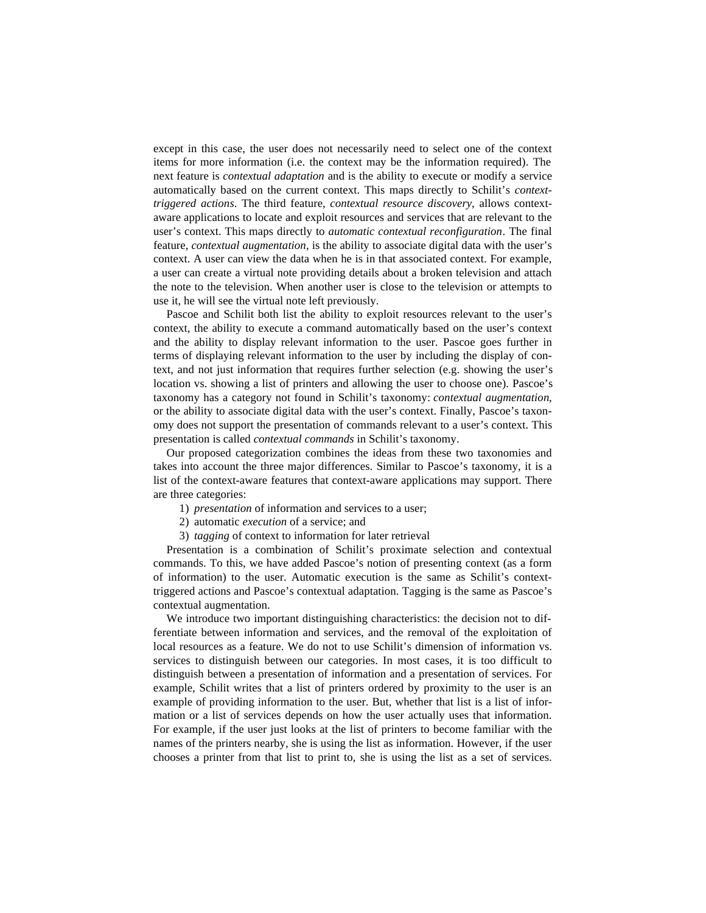except in this case, the user does not necessarily need to select one of the context items for more information (i.e. the context may be the information required). The next feature is *contextual adaptation* and is the ability to execute or modify a service automatically based on the current context. This maps directly to Schilit's *context-triggered actions*. The third feature, *contextual resource discovery*, allows context-aware applications to locate and exploit resources and services that are relevant to the user's context. This maps directly to *automatic contextual reconfiguration*. The final feature, *contextual augmentation*, is the ability to associate digital data with the user's context. A user can view the data when he is in that associated context. For example, a user can create a virtual note providing details about a broken television and attach the note to the television. When another user is close to the television or attempts to use it, he will see the virtual note left previously.

Pascoe and Schilit both list the ability to exploit resources relevant to the user's context, the ability to execute a command automatically based on the user's context and the ability to display relevant information to the user. Pascoe goes further in terms of displaying relevant information to the user by including the display of context, and not just information that requires further selection (e.g. showing the user's location vs. showing a list of printers and allowing the user to choose one). Pascoe's taxonomy has a category not found in Schilit's taxonomy: *contextual augmentation*, or the ability to associate digital data with the user's context. Finally, Pascoe's taxonomy does not support the presentation of commands relevant to a user's context. This presentation is called *contextual commands* in Schilit's taxonomy.

Our proposed categorization combines the ideas from these two taxonomies and takes into account the three major differences. Similar to Pascoe's taxonomy, it is a list of the context-aware features that context-aware applications may support. There are three categories:

1) *presentation* of information and services to a user;
2) automatic *execution* of a service; and
3) *tagging* of context to information for later retrieval

Presentation is a combination of Schilit's proximate selection and contextual commands. To this, we have added Pascoe's notion of presenting context (as a form of information) to the user. Automatic execution is the same as Schilit's context-triggered actions and Pascoe's contextual adaptation. Tagging is the same as Pascoe's contextual augmentation.

We introduce two important distinguishing characteristics: the decision not to differentiate between information and services, and the removal of the exploitation of local resources as a feature. We do not to use Schilit's dimension of information vs. services to distinguish between our categories. In most cases, it is too difficult to distinguish between a presentation of information and a presentation of services. For example, Schilit writes that a list of printers ordered by proximity to the user is an example of providing information to the user. But, whether that list is a list of information or a list of services depends on how the user actually uses that information. For example, if the user just looks at the list of printers to become familiar with the names of the printers nearby, she is using the list as information. However, if the user chooses a printer from that list to print to, she is using the list as a set of services.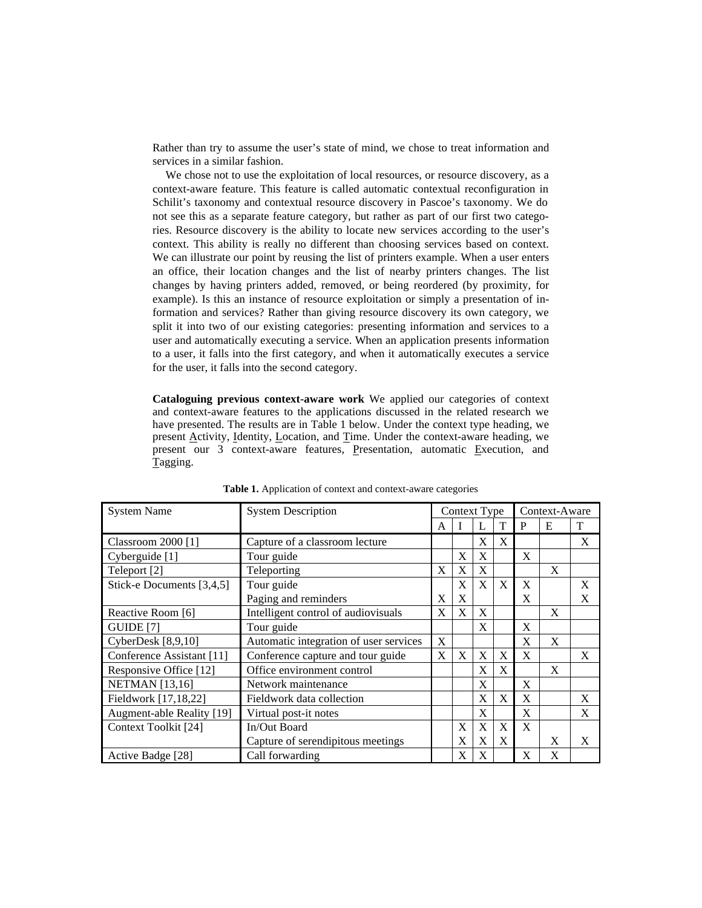Rather than try to assume the user's state of mind, we chose to treat information and services in a similar fashion.

We chose not to use the exploitation of local resources, or resource discovery, as a context-aware feature. This feature is called automatic contextual reconfiguration in Schilit's taxonomy and contextual resource discovery in Pascoe's taxonomy. We do not see this as a separate feature category, but rather as part of our first two categories. Resource discovery is the ability to locate new services according to the user's context. This ability is really no different than choosing services based on context. We can illustrate our point by reusing the list of printers example. When a user enters an office, their location changes and the list of nearby printers changes. The list changes by having printers added, removed, or being reordered (by proximity, for example). Is this an instance of resource exploitation or simply a presentation of information and services? Rather than giving resource discovery its own category, we split it into two of our existing categories: presenting information and services to a user and automatically executing a service. When an application presents information to a user, it falls into the first category, and when it automatically executes a service for the user, it falls into the second category.

**Cataloguing previous context-aware work** We applied our categories of context and context-aware features to the applications discussed in the related research we have presented. The results are in Table 1 below. Under the context type heading, we present Activity, Identity, Location, and Time. Under the context-aware heading, we present our 3 context-aware features, Presentation, automatic Execution, and Tagging.

**Table 1.** Application of context and context-aware categories

| System Name | System Description | Context Type | | | | Context-Aware | | |
|---|---|---|---|---|---|---|---|---|
| | | A | I | L | T | P | E | T |
| Classroom 2000 [1] | Capture of a classroom lecture | | | X | X | | | X |
| Cyberguide [1] | Tour guide | | X | X | | X | | |
| Teleport [2] | Teleporting | X | X | X | | | X | |
| Stick-e Documents [3,4,5] | Tour guide | | X | X | X | X | | X |
| | Paging and reminders | X | X | | | X | | X |
| Reactive Room [6] | Intelligent control of audiovisuals | X | X | X | | | X | |
| GUIDE [7] | Tour guide | | | X | | X | | |
| CyberDesk [8,9,10] | Automatic integration of user services | X | | | | X | X | |
| Conference Assistant [11] | Conference capture and tour guide | X | X | X | X | X | | X |
| Responsive Office [12] | Office environment control | | | X | X | | X | |
| NETMAN [13,16] | Network maintenance | | | X | | X | | |
| Fieldwork [17,18,22] | Fieldwork data collection | | | X | X | X | | X |
| Augment-able Reality [19] | Virtual post-it notes | | | X | | X | | X |
| Context Toolkit [24] | In/Out Board | | X | X | X | X | | |
| | Capture of serendipitous meetings | | X | X | X | | X | X |
| Active Badge [28] | Call forwarding | | X | X | | X | X | |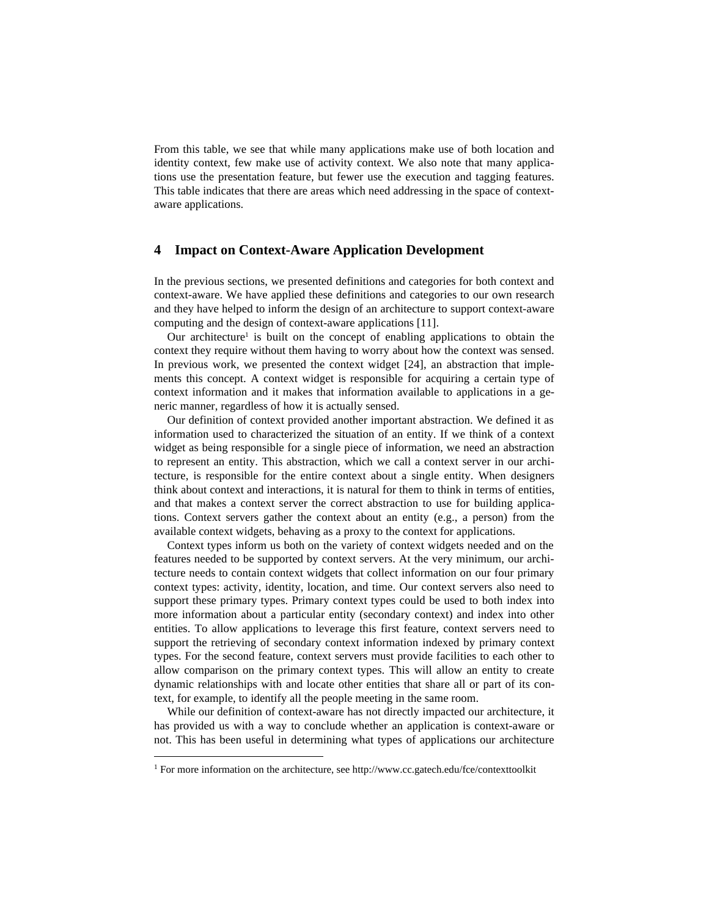From this table, we see that while many applications make use of both location and identity context, few make use of activity context. We also note that many applications use the presentation feature, but fewer use the execution and tagging features. This table indicates that there are areas which need addressing in the space of context-aware applications.

## 4 Impact on Context-Aware Application Development

In the previous sections, we presented definitions and categories for both context and context-aware. We have applied these definitions and categories to our own research and they have helped to inform the design of an architecture to support context-aware computing and the design of context-aware applications [11].

Our architecture[1] is built on the concept of enabling applications to obtain the context they require without them having to worry about how the context was sensed. In previous work, we presented the context widget [24], an abstraction that implements this concept. A context widget is responsible for acquiring a certain type of context information and it makes that information available to applications in a generic manner, regardless of how it is actually sensed.

Our definition of context provided another important abstraction. We defined it as information used to characterized the situation of an entity. If we think of a context widget as being responsible for a single piece of information, we need an abstraction to represent an entity. This abstraction, which we call a context server in our architecture, is responsible for the entire context about a single entity. When designers think about context and interactions, it is natural for them to think in terms of entities, and that makes a context server the correct abstraction to use for building applications. Context servers gather the context about an entity (e.g., a person) from the available context widgets, behaving as a proxy to the context for applications.

Context types inform us both on the variety of context widgets needed and on the features needed to be supported by context servers. At the very minimum, our architecture needs to contain context widgets that collect information on our four primary context types: activity, identity, location, and time. Our context servers also need to support these primary types. Primary context types could be used to both index into more information about a particular entity (secondary context) and index into other entities. To allow applications to leverage this first feature, context servers need to support the retrieving of secondary context information indexed by primary context types. For the second feature, context servers must provide facilities to each other to allow comparison on the primary context types. This will allow an entity to create dynamic relationships with and locate other entities that share all or part of its context, for example, to identify all the people meeting in the same room.

While our definition of context-aware has not directly impacted our architecture, it has provided us with a way to conclude whether an application is context-aware or not. This has been useful in determining what types of applications our architecture

[1] For more information on the architecture, see http://www.cc.gatech.edu/fce/contexttoolkit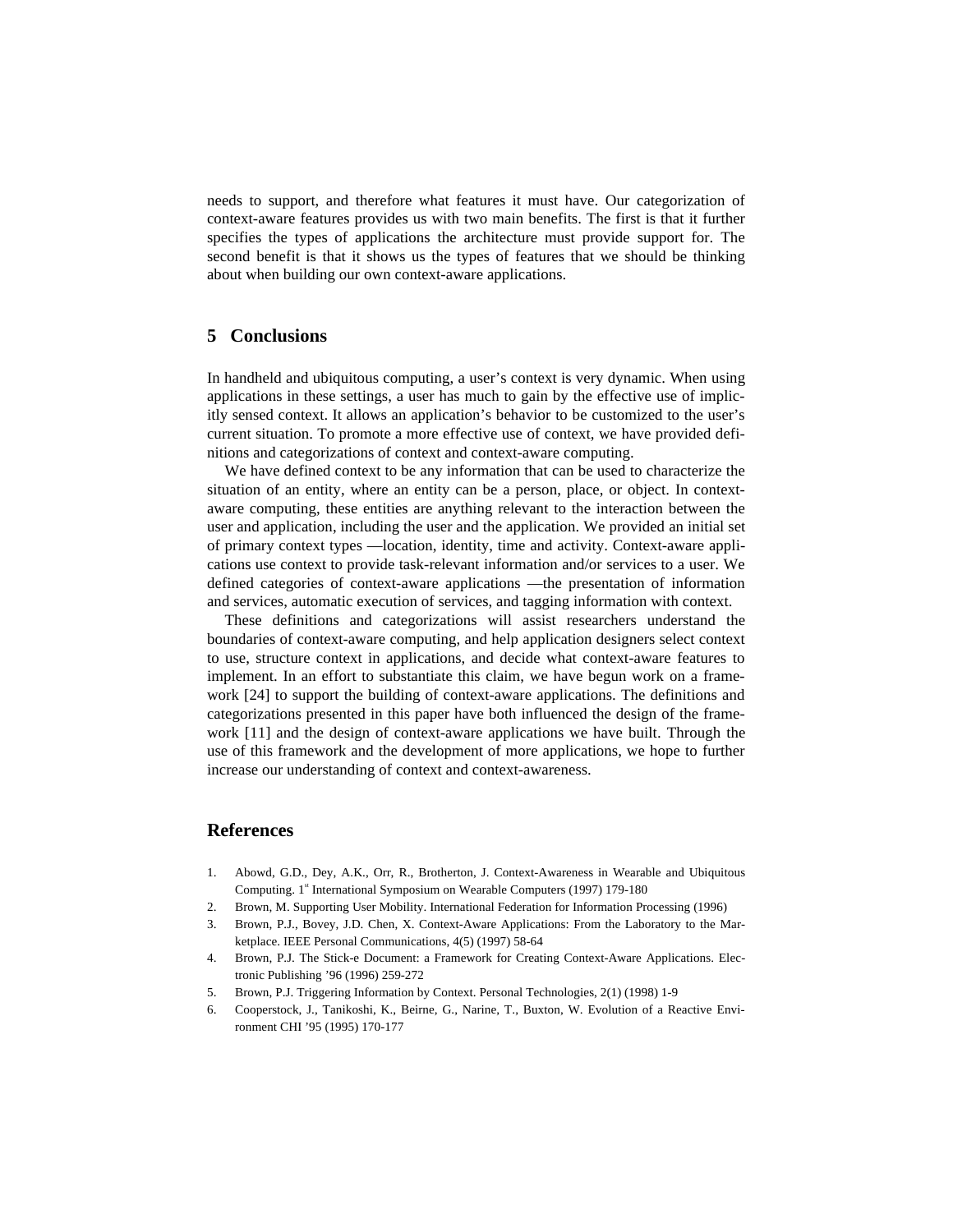needs to support, and therefore what features it must have. Our categorization of context-aware features provides us with two main benefits. The first is that it further specifies the types of applications the architecture must provide support for. The second benefit is that it shows us the types of features that we should be thinking about when building our own context-aware applications.

## 5 Conclusions

In handheld and ubiquitous computing, a user's context is very dynamic. When using applications in these settings, a user has much to gain by the effective use of implicitly sensed context. It allows an application's behavior to be customized to the user's current situation. To promote a more effective use of context, we have provided definitions and categorizations of context and context-aware computing.

We have defined context to be any information that can be used to characterize the situation of an entity, where an entity can be a person, place, or object. In context-aware computing, these entities are anything relevant to the interaction between the user and application, including the user and the application. We provided an initial set of primary context types —location, identity, time and activity. Context-aware applications use context to provide task-relevant information and/or services to a user. We defined categories of context-aware applications —the presentation of information and services, automatic execution of services, and tagging information with context.

These definitions and categorizations will assist researchers understand the boundaries of context-aware computing, and help application designers select context to use, structure context in applications, and decide what context-aware features to implement. In an effort to substantiate this claim, we have begun work on a framework [24] to support the building of context-aware applications. The definitions and categorizations presented in this paper have both influenced the design of the framework [11] and the design of context-aware applications we have built. Through the use of this framework and the development of more applications, we hope to further increase our understanding of context and context-awareness.

## References

1. Abowd, G.D., Dey, A.K., Orr, R., Brotherton, J. Context-Awareness in Wearable and Ubiquitous Computing. 1st International Symposium on Wearable Computers (1997) 179-180
2. Brown, M. Supporting User Mobility. International Federation for Information Processing (1996)
3. Brown, P.J., Bovey, J.D. Chen, X. Context-Aware Applications: From the Laboratory to the Marketplace. IEEE Personal Communications, 4(5) (1997) 58-64
4. Brown, P.J. The Stick-e Document: a Framework for Creating Context-Aware Applications. Electronic Publishing '96 (1996) 259-272
5. Brown, P.J. Triggering Information by Context. Personal Technologies, 2(1) (1998) 1-9
6. Cooperstock, J., Tanikoshi, K., Beirne, G., Narine, T., Buxton, W. Evolution of a Reactive Environment CHI '95 (1995) 170-177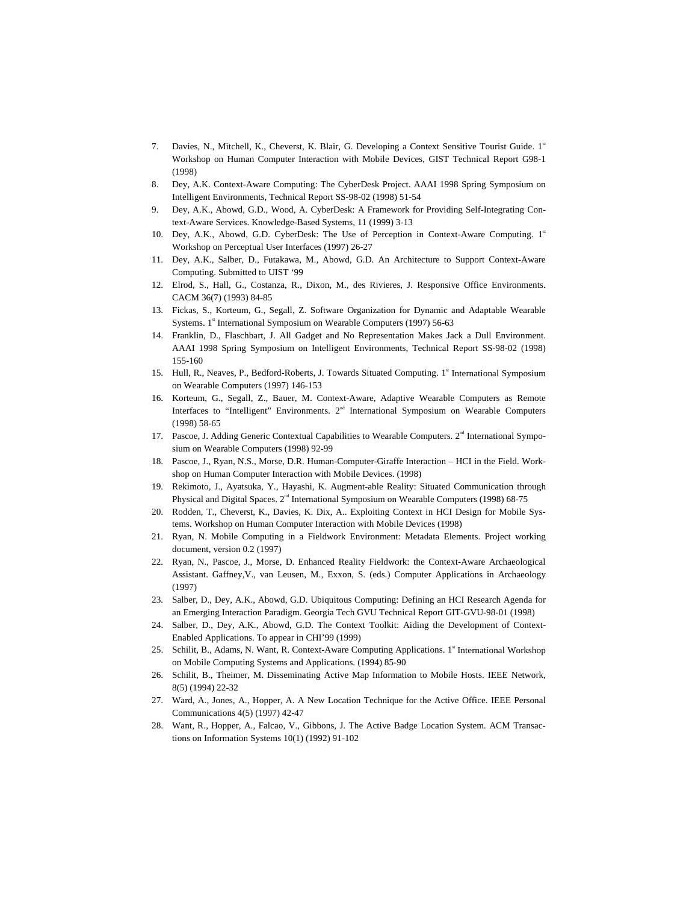7. Davies, N., Mitchell, K., Cheverst, K. Blair, G. Developing a Context Sensitive Tourist Guide. 1st Workshop on Human Computer Interaction with Mobile Devices, GIST Technical Report G98-1 (1998)
8. Dey, A.K. Context-Aware Computing: The CyberDesk Project. AAAI 1998 Spring Symposium on Intelligent Environments, Technical Report SS-98-02 (1998) 51-54
9. Dey, A.K., Abowd, G.D., Wood, A. CyberDesk: A Framework for Providing Self-Integrating Context-Aware Services. Knowledge-Based Systems, 11 (1999) 3-13
10. Dey, A.K., Abowd, G.D. CyberDesk: The Use of Perception in Context-Aware Computing. 1st Workshop on Perceptual User Interfaces (1997) 26-27
11. Dey, A.K., Salber, D., Futakawa, M., Abowd, G.D. An Architecture to Support Context-Aware Computing. Submitted to UIST '99
12. Elrod, S., Hall, G., Costanza, R., Dixon, M., des Rivieres, J. Responsive Office Environments. CACM 36(7) (1993) 84-85
13. Fickas, S., Korteum, G., Segall, Z. Software Organization for Dynamic and Adaptable Wearable Systems. 1st International Symposium on Wearable Computers (1997) 56-63
14. Franklin, D., Flaschbart, J. All Gadget and No Representation Makes Jack a Dull Environment. AAAI 1998 Spring Symposium on Intelligent Environments, Technical Report SS-98-02 (1998) 155-160
15. Hull, R., Neaves, P., Bedford-Roberts, J. Towards Situated Computing. 1st International Symposium on Wearable Computers (1997) 146-153
16. Korteum, G., Segall, Z., Bauer, M. Context-Aware, Adaptive Wearable Computers as Remote Interfaces to "Intelligent" Environments. 2nd International Symposium on Wearable Computers (1998) 58-65
17. Pascoe, J. Adding Generic Contextual Capabilities to Wearable Computers. 2nd International Symposium on Wearable Computers (1998) 92-99
18. Pascoe, J., Ryan, N.S., Morse, D.R. Human-Computer-Giraffe Interaction – HCI in the Field. Workshop on Human Computer Interaction with Mobile Devices. (1998)
19. Rekimoto, J., Ayatsuka, Y., Hayashi, K. Augment-able Reality: Situated Communication through Physical and Digital Spaces. 2nd International Symposium on Wearable Computers (1998) 68-75
20. Rodden, T., Cheverst, K., Davies, K. Dix, A.. Exploiting Context in HCI Design for Mobile Systems. Workshop on Human Computer Interaction with Mobile Devices (1998)
21. Ryan, N. Mobile Computing in a Fieldwork Environment: Metadata Elements. Project working document, version 0.2 (1997)
22. Ryan, N., Pascoe, J., Morse, D. Enhanced Reality Fieldwork: the Context-Aware Archaeological Assistant. Gaffney,V., van Leusen, M., Exxon, S. (eds.) Computer Applications in Archaeology (1997)
23. Salber, D., Dey, A.K., Abowd, G.D. Ubiquitous Computing: Defining an HCI Research Agenda for an Emerging Interaction Paradigm. Georgia Tech GVU Technical Report GIT-GVU-98-01 (1998)
24. Salber, D., Dey, A.K., Abowd, G.D. The Context Toolkit: Aiding the Development of Context-Enabled Applications. To appear in CHI'99 (1999)
25. Schilit, B., Adams, N. Want, R. Context-Aware Computing Applications. 1st International Workshop on Mobile Computing Systems and Applications. (1994) 85-90
26. Schilit, B., Theimer, M. Disseminating Active Map Information to Mobile Hosts. IEEE Network, 8(5) (1994) 22-32
27. Ward, A., Jones, A., Hopper, A. A New Location Technique for the Active Office. IEEE Personal Communications 4(5) (1997) 42-47
28. Want, R., Hopper, A., Falcao, V., Gibbons, J. The Active Badge Location System. ACM Transactions on Information Systems 10(1) (1992) 91-102